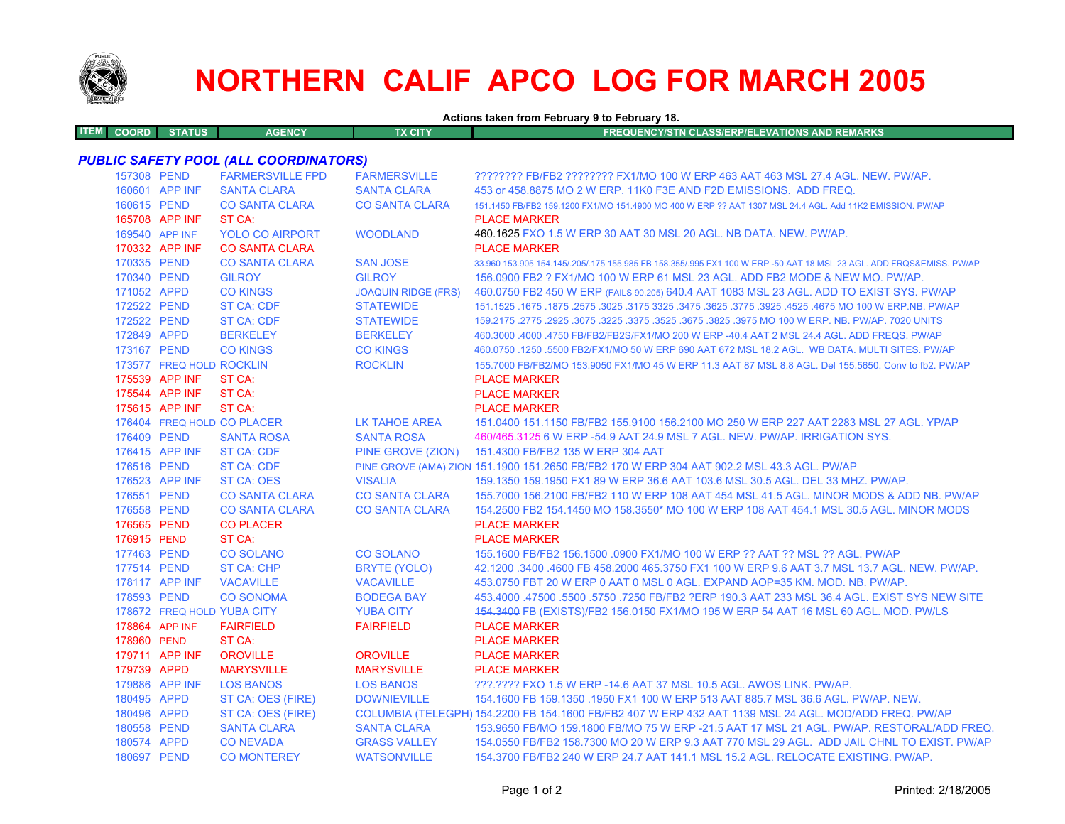# NORTHERN CALIF APCO LOG FOR MARCH 2005

**Actions taken from February 9 to February 18.**

| ITEM | COORD | STATUS | AGENCY | TX CITY | FREQUENCY/STN CLASS/ERP/ELEVATIONS AND REMARKS |
|---|---|---|---|---|---|

### *PUBLIC SAFETY POOL (ALL COORDINATORS)*

| ITEM | COORD | STATUS | AGENCY | TX CITY | FREQUENCY/STN CLASS/ERP/ELEVATIONS AND REMARKS |
|---|---|---|---|---|---|
| | 157308 | PEND | FARMERSVILLE FPD | FARMERSVILLE | ???????? FB/FB2 ???????? FX1/MO 100 W ERP 463 AAT 463 MSL 27.4 AGL. NEW. PW/AP. |
| | 160601 | APP INF | SANTA CLARA | SANTA CLARA | 453 or 458.8875 MO 2 W ERP. 11K0 F3E AND F2D EMISSIONS. ADD FREQ. |
| | 160615 | PEND | CO SANTA CLARA | CO SANTA CLARA | 151.1450 FB/FB2 159.1200 FX1/MO 151.4900 MO 400 W ERP ?? AAT 1307 MSL 24.4 AGL. Add 11K2 EMISSION. PW/AP |
| | 165708 | APP INF | ST CA: | | PLACE MARKER |
| | 169540 | APP INF | YOLO CO AIRPORT | WOODLAND | 460.1625 FXO 1.5 W ERP 30 AAT 30 MSL 20 AGL. NB DATA. NEW. PW/AP. |
| | 170332 | APP INF | CO SANTA CLARA | | PLACE MARKER |
| | 170335 | PEND | CO SANTA CLARA | SAN JOSE | 33.960 153.905 154.145/.205/.175 155.985 FB 158.355/.995 FX1 100 W ERP -50 AAT 18 MSL 23 AGL. ADD FRQS&EMISS. PW/AP |
| | 170340 | PEND | GILROY | GILROY | 156.0900 FB2 ? FX1/MO 100 W ERP 61 MSL 23 AGL. ADD FB2 MODE & NEW MO. PW/AP. |
| | 171052 | APPD | CO KINGS | JOAQUIN RIDGE (FRS) | 460.0750 FB2 450 W ERP (FAILS 90.205) 640.4 AAT 1083 MSL 23 AGL. ADD TO EXIST SYS. PW/AP |
| | 172522 | PEND | ST CA: CDF | STATEWIDE | 151.1525 .1675 .1875 .2575 .3025 .3175 3325 .3475 .3625 .3775 .3925 .4525 .4675 MO 100 W ERP.NB. PW/AP |
| | 172522 | PEND | ST CA: CDF | STATEWIDE | 159.2175 .2775 .2925 .3075 .3225 .3375 .3525 .3675 .3825 .3975 MO 100 W ERP. NB. PW/AP. 7020 UNITS |
| | 172849 | APPD | BERKELEY | BERKELEY | 460.3000 .4000 .4750 FB/FB2/FB2S/FX1/MO 200 W ERP -40.4 AAT 2 MSL 24.4 AGL. ADD FREQS. PW/AP |
| | 173167 | PEND | CO KINGS | CO KINGS | 460.0750 .1250 .5500 FB2/FX1/MO 50 W ERP 690 AAT 672 MSL 18.2 AGL. WB DATA. MULTI SITES. PW/AP |
| | 173577 | FREQ HOLD | ROCKLIN | ROCKLIN | 155.7000 FB/FB2/MO 153.9050 FX1/MO 45 W ERP 11.3 AAT 87 MSL 8.8 AGL. Del 155.5650. Conv to fb2. PW/AP |
| | 175539 | APP INF | ST CA: | | PLACE MARKER |
| | 175544 | APP INF | ST CA: | | PLACE MARKER |
| | 175615 | APP INF | ST CA: | | PLACE MARKER |
| | 176404 | FREQ HOLD | CO PLACER | LK TAHOE AREA | 151.0400 151.1150 FB/FB2 155.9100 156.2100 MO 250 W ERP 227 AAT 2283 MSL 27 AGL. YP/AP |
| | 176409 | PEND | SANTA ROSA | SANTA ROSA | 460/465.3125 6 W ERP -54.9 AAT 24.9 MSL 7 AGL. NEW. PW/AP. IRRIGATION SYS. |
| | 176415 | APP INF | ST CA: CDF | PINE GROVE (ZION) | 151.4300 FB/FB2 135 W ERP 304 AAT |
| | 176516 | PEND | ST CA: CDF | PINE GROVE (AMA) ZION | 151.1900 151.2650 FB/FB2 170 W ERP 304 AAT 902.2 MSL 43.3 AGL. PW/AP |
| | 176523 | APP INF | ST CA: OES | VISALIA | 159.1350 159.1950 FX1 89 W ERP 36.6 AAT 103.6 MSL 30.5 AGL. DEL 33 MHZ. PW/AP. |
| | 176551 | PEND | CO SANTA CLARA | CO SANTA CLARA | 155.7000 156.2100 FB/FB2 110 W ERP 108 AAT 454 MSL 41.5 AGL. MINOR MODS & ADD NB. PW/AP |
| | 176558 | PEND | CO SANTA CLARA | CO SANTA CLARA | 154.2500 FB2 154.1450 MO 158.3550* MO 100 W ERP 108 AAT 454.1 MSL 30.5 AGL. MINOR MODS |
| | 176565 | PEND | CO PLACER | | PLACE MARKER |
| | 176915 | PEND | ST CA: | | PLACE MARKER |
| | 177463 | PEND | CO SOLANO | CO SOLANO | 155.1600 FB/FB2 156.1500 .0900 FX1/MO 100 W ERP ?? AAT ?? MSL ?? AGL. PW/AP |
| | 177514 | PEND | ST CA: CHP | BRYTE (YOLO) | 42.1200 .3400 .4600 FB 458.2000 465.3750 FX1 100 W ERP 9.6 AAT 3.7 MSL 13.7 AGL. NEW. PW/AP. |
| | 178117 | APP INF | VACAVILLE | VACAVILLE | 453.0750 FBT 20 W ERP 0 AAT 0 MSL 0 AGL. EXPAND AOP=35 KM. MOD. NB. PW/AP. |
| | 178593 | PEND | CO SONOMA | BODEGA BAY | 453.4000 .47500 .5500 .5750 .7250 FB/FB2 ?ERP 190.3 AAT 233 MSL 36.4 AGL. EXIST SYS NEW SITE |
| | 178672 | FREQ HOLD | YUBA CITY | YUBA CITY | ~~154.3400~~ FB (EXISTS)/FB2 156.0150 FX1/MO 195 W ERP 54 AAT 16 MSL 60 AGL. MOD. PW/LS |
| | 178864 | APP INF | FAIRFIELD | FAIRFIELD | PLACE MARKER |
| | 178960 | PEND | ST CA: | | PLACE MARKER |
| | 179711 | APP INF | OROVILLE | OROVILLE | PLACE MARKER |
| | 179739 | APPD | MARYSVILLE | MARYSVILLE | PLACE MARKER |
| | 179886 | APP INF | LOS BANOS | LOS BANOS | ???.???? FXO 1.5 W ERP -14.6 AAT 37 MSL 10.5 AGL. AWOS LINK. PW/AP. |
| | 180495 | APPD | ST CA: OES (FIRE) | DOWNIEVILLE | 154.1600 FB 159.1350 .1950 FX1 100 W ERP 513 AAT 885.7 MSL 36.6 AGL. PW/AP. NEW. |
| | 180496 | APPD | ST CA: OES (FIRE) | COLUMBIA (TELEGPH) | 154.2200 FB 154.1600 FB/FB2 407 W ERP 432 AAT 1139 MSL 24 AGL. MOD/ADD FREQ. PW/AP |
| | 180558 | PEND | SANTA CLARA | SANTA CLARA | 153.9650 FB/MO 159.1800 FB/MO 75 W ERP -21.5 AAT 17 MSL 21 AGL. PW/AP. RESTORAL/ADD FREQ. |
| | 180574 | APPD | CO NEVADA | GRASS VALLEY | 154.0550 FB/FB2 158.7300 MO 20 W ERP 9.3 AAT 770 MSL 29 AGL. ADD JAIL CHNL TO EXIST. PW/AP |
| | 180697 | PEND | CO MONTEREY | WATSONVILLE | 154.3700 FB/FB2 240 W ERP 24.7 AAT 141.1 MSL 15.2 AGL. RELOCATE EXISTING. PW/AP. |

Printed: 2/18/2005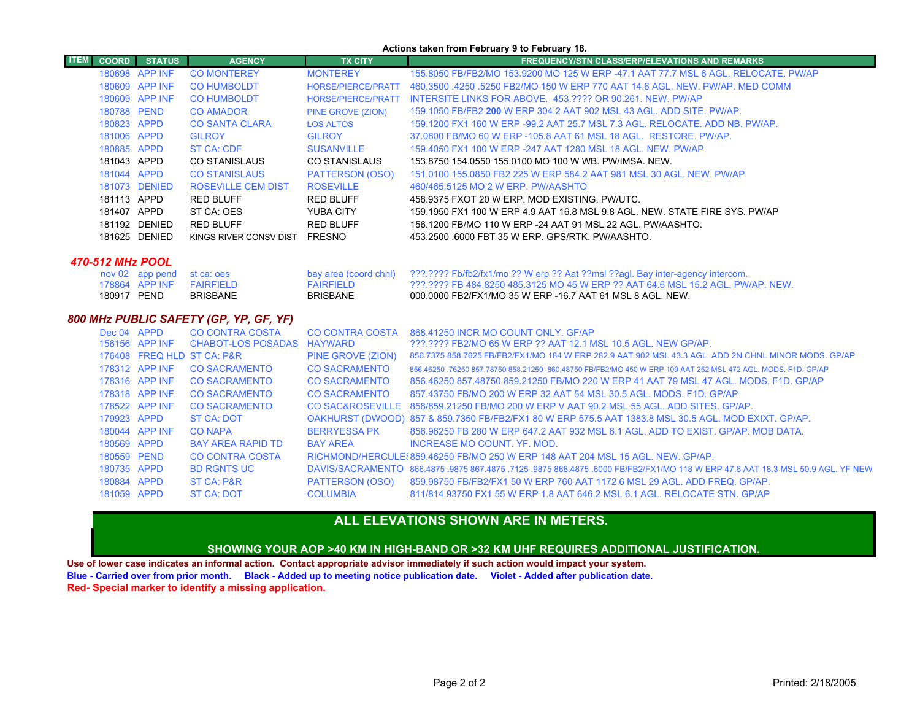**Actions taken from February 9 to February 18.**

| ITEM | COORD | STATUS | AGENCY | TX CITY | FREQUENCY/STN CLASS/ERP/ELEVATIONS AND REMARKS |
|---|---|---|---|---|---|
| | 180698 | APP INF | CO MONTEREY | MONTEREY | 155.8050 FB/FB2/MO 153.9200 MO 125 W ERP -47.1 AAT 77.7 MSL 6 AGL. RELOCATE. PW/AP |
| | 180609 | APP INF | CO HUMBOLDT | HORSE/PIERCE/PRATT | 460.3500 .4250 .5250 FB2/MO 150 W ERP 770 AAT 14.6 AGL. NEW. PW/AP. MED COMM |
| | 180609 | APP INF | CO HUMBOLDT | HORSE/PIERCE/PRATT | INTERSITE LINKS FOR ABOVE. 453.???? OR 90.261. NEW. PW/AP |
| | 180788 | PEND | CO AMADOR | PINE GROVE (ZION) | 159.1050 FB/FB2 **200** W ERP 304.2 AAT 902 MSL 43 AGL. ADD SITE. PW/AP. |
| | 180823 | APPD | CO SANTA CLARA | LOS ALTOS | 159.1200 FX1 160 W ERP -99.2 AAT 25.7 MSL 7.3 AGL. RELOCATE. ADD NB. PW/AP. |
| | 181006 | APPD | GILROY | GILROY | 37.0800 FB/MO 60 W ERP -105.8 AAT 61 MSL 18 AGL. RESTORE. PW/AP. |
| | 180885 | APPD | ST CA: CDF | SUSANVILLE | 159.4050 FX1 100 W ERP -247 AAT 1280 MSL 18 AGL. NEW. PW/AP. |
| | 181043 | APPD | CO STANISLAUS | CO STANISLAUS | 153.8750 154.0550 155.0100 MO 100 W WB. PW/IMSA. NEW. |
| | 181044 | APPD | CO STANISLAUS | PATTERSON (OSO) | 151.0100 155.0850 FB2 225 W ERP 584.2 AAT 981 MSL 30 AGL. NEW. PW/AP |
| | 181073 | DENIED | ROSEVILLE CEM DIST | ROSEVILLE | 460/465.5125 MO 2 W ERP. PW/AASHTO |
| | 181113 | APPD | RED BLUFF | RED BLUFF | 458.9375 FXOT 20 W ERP. MOD EXISTING. PW/UTC. |
| | 181407 | APPD | ST CA: OES | YUBA CITY | 159.1950 FX1 100 W ERP 4.9 AAT 16.8 MSL 9.8 AGL. NEW. STATE FIRE SYS. PW/AP |
| | 181192 | DENIED | RED BLUFF | RED BLUFF | 156.1200 FB/MO 110 W ERP -24 AAT 91 MSL 22 AGL. PW/AASHTO. |
| | 181625 | DENIED | KINGS RIVER CONSV DIST | FRESNO | 453.2500 .6000 FBT 35 W ERP. GPS/RTK. PW/AASHTO. |

### *470-512 MHz POOL*

| ITEM | COORD | STATUS | AGENCY | TX CITY | FREQUENCY/STN CLASS/ERP/ELEVATIONS AND REMARKS |
|---|---|---|---|---|---|
| | nov 02 | app pend | st ca: oes | bay area (coord chnl) | ???.???? Fb/fb2/fx1/mo ?? W erp ?? Aat ??msl ??agl. Bay inter-agency intercom. |
| | 178864 | APP INF | FAIRFIELD | FAIRFIELD | ???.???? FB 484.8250 485.3125 MO 45 W ERP ?? AAT 64.6 MSL 15.2 AGL. PW/AP. NEW. |
| | 180917 | PEND | BRISBANE | BRISBANE | 000.0000 FB2/FX1/MO 35 W ERP -16.7 AAT 61 MSL 8 AGL. NEW. |

### *800 MHz PUBLIC SAFETY (GP, YP, GF, YF)*

| ITEM | COORD | STATUS | AGENCY | TX CITY | FREQUENCY/STN CLASS/ERP/ELEVATIONS AND REMARKS |
|---|---|---|---|---|---|
| | Dec 04 | APPD | CO CONTRA COSTA | CO CONTRA COSTA | 868.41250 INCR MO COUNT ONLY. GF/AP |
| | 156156 | APP INF | CHABOT-LOS POSADAS | HAYWARD | ???.???? FB2/MO 65 W ERP ?? AAT 12.1 MSL 10.5 AGL. NEW GP/AP. |
| | 176408 | FREQ HLD | ST CA: P&R | PINE GROVE (ZION) | ~~856.7375 858.7625~~ FB/FB2/FX1/MO 184 W ERP 282.9 AAT 902 MSL 43.3 AGL. ADD 2N CHNL MINOR MODS. GP/AP |
| | 178312 | APP INF | CO SACRAMENTO | CO SACRAMENTO | 856.46250 .76250 857.78750 858.21250 860.48750 FB/FB2/MO 450 W ERP 109 AAT 252 MSL 472 AGL. MODS. F1D. GP/AP |
| | 178316 | APP INF | CO SACRAMENTO | CO SACRAMENTO | 856.46250 857.48750 859.21250 FB/MO 220 W ERP 41 AAT 79 MSL 47 AGL. MODS. F1D. GP/AP |
| | 178318 | APP INF | CO SACRAMENTO | CO SACRAMENTO | 857.43750 FB/MO 200 W ERP 32 AAT 54 MSL 30.5 AGL. MODS. F1D. GP/AP |
| | 178522 | APP INF | CO SACRAMENTO | CO SAC&ROSEVILLE | 858/859.21250 FB/MO 200 W ERP V AAT 90.2 MSL 55 AGL. ADD SITES. GP/AP. |
| | 179923 | APPD | ST CA: DOT | OAKHURST (DWOOD) | 857 & 859.7350 FB/FB2/FX1 80 W ERP 575.5 AAT 1383.8 MSL 30.5 AGL. MOD EXIXT. GP/AP. |
| | 180044 | APP INF | CO NAPA | BERRYESSA PK | 856.96250 FB 280 W ERP 647.2 AAT 932 MSL 6.1 AGL. ADD TO EXIST. GP/AP. MOB DATA. |
| | 180569 | APPD | BAY AREA RAPID TD | BAY AREA | INCREASE MO COUNT. YF. MOD. |
| | 180559 | PEND | CO CONTRA COSTA | RICHMOND/HERCULES | 859.46250 FB/MO 250 W ERP 148 AAT 204 MSL 15 AGL. NEW. GP/AP. |
| | 180735 | APPD | BD RGNTS UC | DAVIS/SACRAMENTO | 866.4875 .9875 867.4875 .7125 .9875 868.4875 .6000 FB/FB2/FX1/MO 118 W ERP 47.6 AAT 18.3 MSL 50.9 AGL. YF NEW |
| | 180884 | APPD | ST CA: P&R | PATTERSON (OSO) | 859.98750 FB/FB2/FX1 50 W ERP 760 AAT 1172.6 MSL 29 AGL. ADD FREQ. GP/AP. |
| | 181059 | APPD | ST CA: DOT | COLUMBIA | 811/814.93750 FX1 55 W ERP 1.8 AAT 646.2 MSL 6.1 AGL. RELOCATE STN. GP/AP |

**ALL ELEVATIONS SHOWN ARE IN METERS.**

**SHOWING YOUR AOP >40 KM IN HIGH-BAND OR >32 KM UHF REQUIRES ADDITIONAL JUSTIFICATION.**

**Use of lower case indicates an informal action. Contact appropriate advisor immediately if such action would impact your system.**

**Blue - Carried over from prior month. Black - Added up to meeting notice publication date. Violet - Added after publication date.**

**Red- Special marker to identify a missing application.**

Printed: 2/18/2005